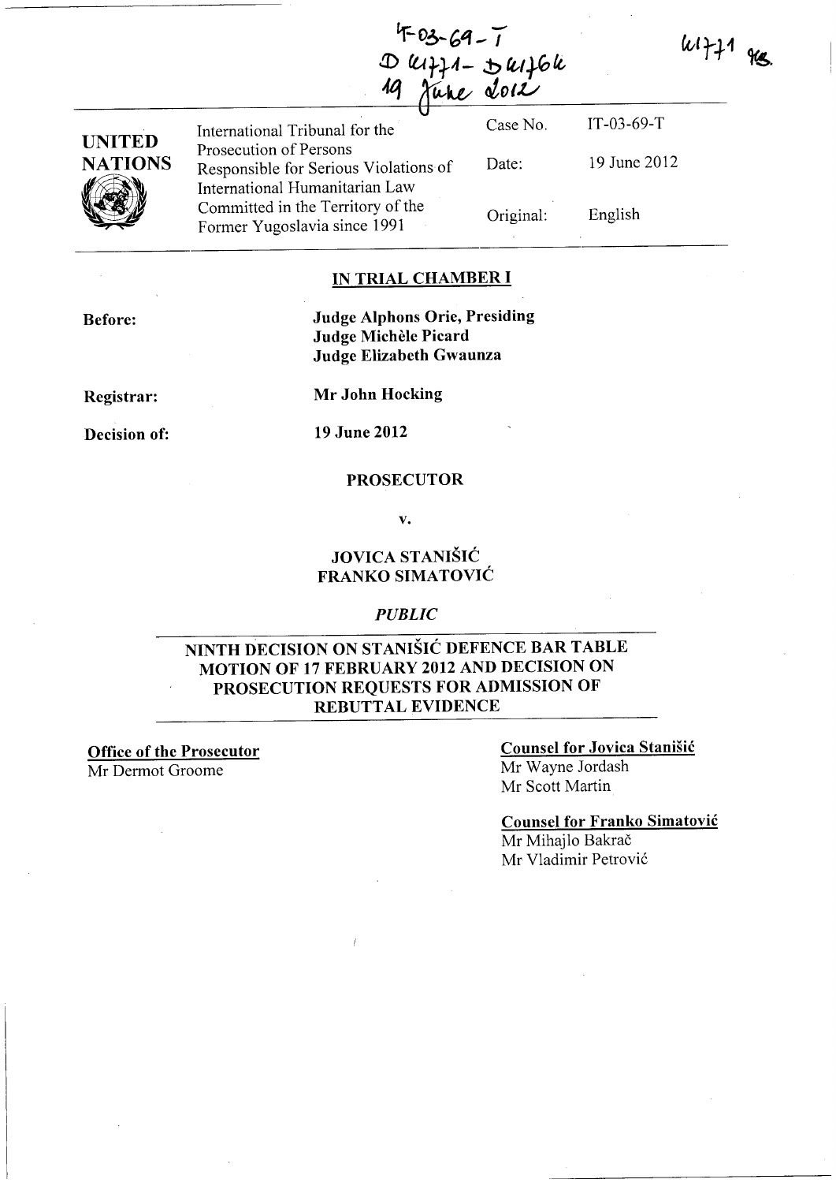IT-03-69-T
D 41771 - D 41766
19 June 2012

41771 MC

| UNITED NATIONS | International Tribunal for the Prosecution of Persons Responsible for Serious Violations of International Humanitarian Law Committed in the Territory of the Former Yugoslavia since 1991 | Case No. | IT-03-69-T |
|---|---|---|---|
| | | Date: | 19 June 2012 |
| | | Original: | English |

## IN TRIAL CHAMBER I

**Before:** **Judge Alphons Orie, Presiding**
**Judge Michèle Picard**
**Judge Elizabeth Gwaunza**

**Registrar:** **Mr John Hocking**

**Decision of:** **19 June 2012**

**PROSECUTOR**

**v.**

**JOVICA STANIŠIĆ**
**FRANKO SIMATOVIĆ**

***PUBLIC***

## NINTH DECISION ON STANIŠIĆ DEFENCE BAR TABLE MOTION OF 17 FEBRUARY 2012 AND DECISION ON PROSECUTION REQUESTS FOR ADMISSION OF REBUTTAL EVIDENCE

**Office of the Prosecutor**
Mr Dermot Groome

**Counsel for Jovica Stanišić**
Mr Wayne Jordash
Mr Scott Martin

**Counsel for Franko Simatović**
Mr Mihajlo Bakrač
Mr Vladimir Petrović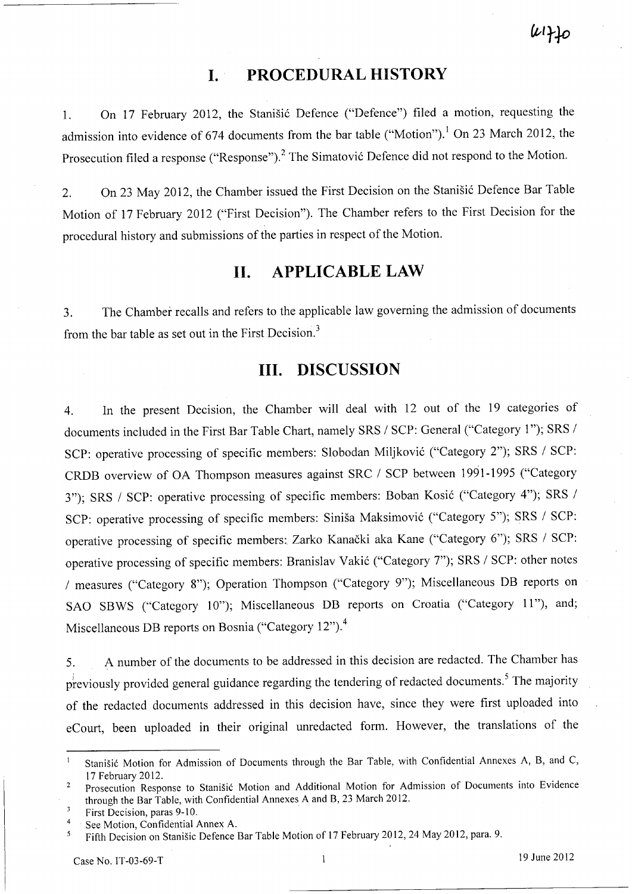# I. PROCEDURAL HISTORY

1. On 17 February 2012, the Stanišić Defence ("Defence") filed a motion, requesting the admission into evidence of 674 documents from the bar table ("Motion").[1] On 23 March 2012, the Prosecution filed a response ("Response").[2] The Simatović Defence did not respond to the Motion.

2. On 23 May 2012, the Chamber issued the First Decision on the Stanišić Defence Bar Table Motion of 17 February 2012 ("First Decision"). The Chamber refers to the First Decision for the procedural history and submissions of the parties in respect of the Motion.

# II. APPLICABLE LAW

3. The Chamber recalls and refers to the applicable law governing the admission of documents from the bar table as set out in the First Decision.[3]

# III. DISCUSSION

4. In the present Decision, the Chamber will deal with 12 out of the 19 categories of documents included in the First Bar Table Chart, namely SRS / SCP: General ("Category 1"); SRS / SCP: operative processing of specific members: Slobodan Miljković ("Category 2"); SRS / SCP: CRDB overview of OA Thompson measures against SRC / SCP between 1991-1995 ("Category 3"); SRS / SCP: operative processing of specific members: Boban Kosić ("Category 4"); SRS / SCP: operative processing of specific members: Siniša Maksimović ("Category 5"); SRS / SCP: operative processing of specific members: Zarko Kanački aka Kane ("Category 6"); SRS / SCP: operative processing of specific members: Branislav Vakić ("Category 7"); SRS / SCP: other notes / measures ("Category 8"); Operation Thompson ("Category 9"); Miscellaneous DB reports on SAO SBWS ("Category 10"); Miscellaneous DB reports on Croatia ("Category 11"), and; Miscellaneous DB reports on Bosnia ("Category 12").[4]

5. A number of the documents to be addressed in this decision are redacted. The Chamber has previously provided general guidance regarding the tendering of redacted documents.[5] The majority of the redacted documents addressed in this decision have, since they were first uploaded into eCourt, been uploaded in their original unredacted form. However, the translations of the

---

[1] Stanišić Motion for Admission of Documents through the Bar Table, with Confidential Annexes A, B, and C, 17 February 2012.

[2] Prosecution Response to Stanišić Motion and Additional Motion for Admission of Documents into Evidence through the Bar Table, with Confidential Annexes A and B, 23 March 2012.

[3] First Decision, paras 9-10.

[4] See Motion, Confidential Annex A.

[5] Fifth Decision on Stanišic Defence Bar Table Motion of 17 February 2012, 24 May 2012, para. 9.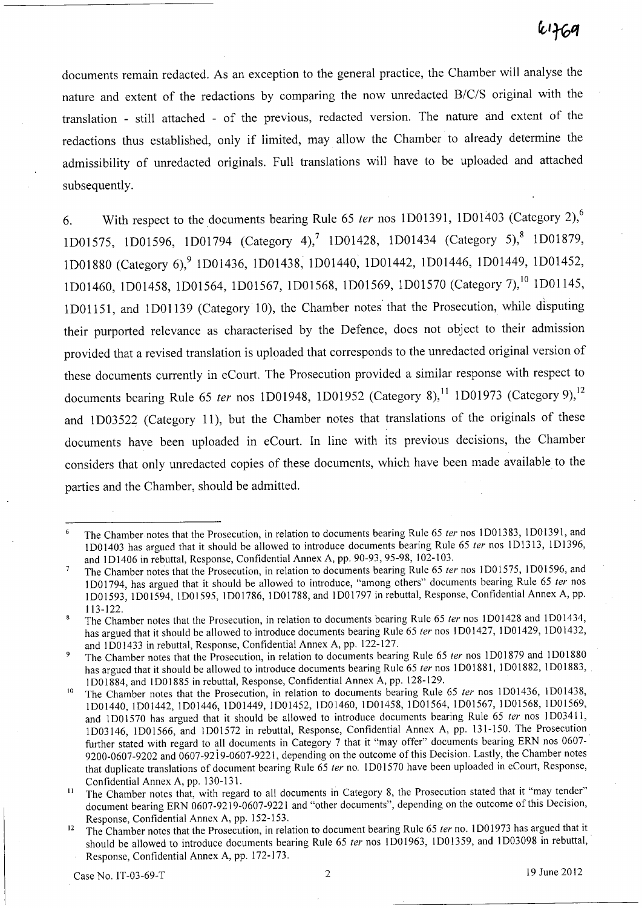documents remain redacted. As an exception to the general practice, the Chamber will analyse the nature and extent of the redactions by comparing the now unredacted B/C/S original with the translation - still attached - of the previous, redacted version. The nature and extent of the redactions thus established, only if limited, may allow the Chamber to already determine the admissibility of unredacted originals. Full translations will have to be uploaded and attached subsequently.

6. With respect to the documents bearing Rule 65 *ter* nos 1D01391, 1D01403 (Category 2),[6] 1D01575, 1D01596, 1D01794 (Category 4),[7] 1D01428, 1D01434 (Category 5),[8] 1D01879, 1D01880 (Category 6),[9] 1D01436, 1D01438, 1D01440, 1D01442, 1D01446, 1D01449, 1D01452, 1D01460, 1D01458, 1D01564, 1D01567, 1D01568, 1D01569, 1D01570 (Category 7),[10] 1D01145, 1D01151, and 1D01139 (Category 10), the Chamber notes that the Prosecution, while disputing their purported relevance as characterised by the Defence, does not object to their admission provided that a revised translation is uploaded that corresponds to the unredacted original version of these documents currently in eCourt. The Prosecution provided a similar response with respect to documents bearing Rule 65 *ter* nos 1D01948, 1D01952 (Category 8),[11] 1D01973 (Category 9),[12] and 1D03522 (Category 11), but the Chamber notes that translations of the originals of these documents have been uploaded in eCourt. In line with its previous decisions, the Chamber considers that only unredacted copies of these documents, which have been made available to the parties and the Chamber, should be admitted.

---

[6] The Chamber notes that the Prosecution, in relation to documents bearing Rule 65 *ter* nos 1D01383, 1D01391, and 1D01403 has argued that it should be allowed to introduce documents bearing Rule 65 *ter* nos 1D1313, 1D1396, and 1D1406 in rebuttal, Response, Confidential Annex A, pp. 90-93, 95-98, 102-103.

[7] The Chamber notes that the Prosecution, in relation to documents bearing Rule 65 *ter* nos 1D01575, 1D01596, and 1D01794, has argued that it should be allowed to introduce, "among others" documents bearing Rule 65 *ter* nos 1D01593, 1D01594, 1D01595, 1D01786, 1D01788, and 1D01797 in rebuttal, Response, Confidential Annex A, pp. 113-122.

[8] The Chamber notes that the Prosecution, in relation to documents bearing Rule 65 *ter* nos 1D01428 and 1D01434, has argued that it should be allowed to introduce documents bearing Rule 65 *ter* nos 1D01427, 1D01429, 1D01432, and 1D01433 in rebuttal, Response, Confidential Annex A, pp. 122-127.

[9] The Chamber notes that the Prosecution, in relation to documents bearing Rule 65 *ter* nos 1D01879 and 1D01880 has argued that it should be allowed to introduce documents bearing Rule 65 *ter* nos 1D01881, 1D01882, 1D01883, 1D01884, and 1D01885 in rebuttal, Response, Confidential Annex A, pp. 128-129.

[10] The Chamber notes that the Prosecution, in relation to documents bearing Rule 65 *ter* nos 1D01436, 1D01438, 1D01440, 1D01442, 1D01446, 1D01449, 1D01452, 1D01460, 1D01458, 1D01564, 1D01567, 1D01568, 1D01569, and 1D01570 has argued that it should be allowed to introduce documents bearing Rule 65 *ter* nos 1D03411, 1D03146, 1D01566, and 1D01572 in rebuttal, Response, Confidential Annex A, pp. 131-150. The Prosecution further stated with regard to all documents in Category 7 that it "may offer" documents bearing ERN nos 0607-9200-0607-9202 and 0607-9219-0607-9221, depending on the outcome of this Decision. Lastly, the Chamber notes that duplicate translations of document bearing Rule 65 *ter* no. 1D01570 have been uploaded in eCourt, Response, Confidential Annex A, pp. 130-131.

[11] The Chamber notes that, with regard to all documents in Category 8, the Prosecution stated that it "may tender" document bearing ERN 0607-9219-0607-9221 and "other documents", depending on the outcome of this Decision, Response, Confidential Annex A, pp. 152-153.

[12] The Chamber notes that the Prosecution, in relation to document bearing Rule 65 *ter* no. 1D01973 has argued that it should be allowed to introduce documents bearing Rule 65 *ter* nos 1D01963, 1D01359, and 1D03098 in rebuttal, Response, Confidential Annex A, pp. 172-173.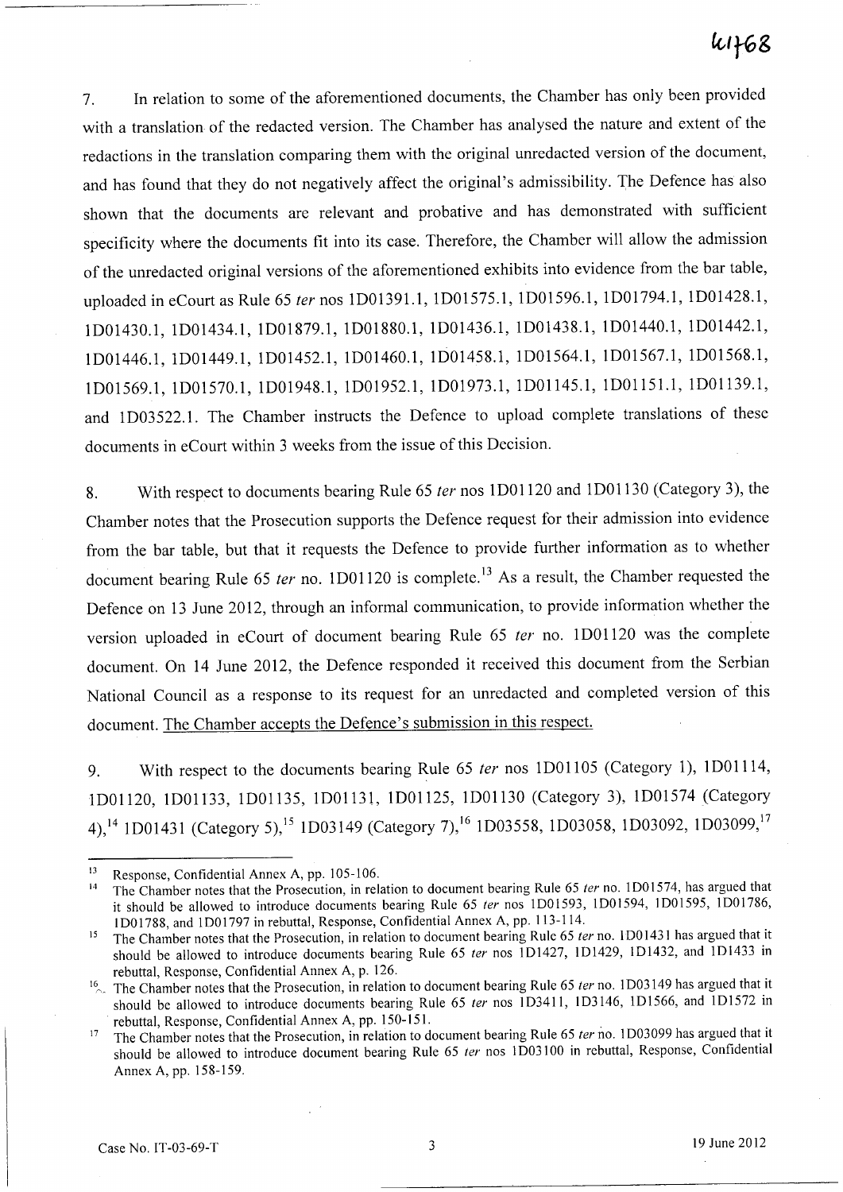7. In relation to some of the aforementioned documents, the Chamber has only been provided with a translation of the redacted version. The Chamber has analysed the nature and extent of the redactions in the translation comparing them with the original unredacted version of the document, and has found that they do not negatively affect the original's admissibility. The Defence has also shown that the documents are relevant and probative and has demonstrated with sufficient specificity where the documents fit into its case. Therefore, the Chamber will allow the admission of the unredacted original versions of the aforementioned exhibits into evidence from the bar table, uploaded in eCourt as Rule 65 *ter* nos 1D01391.1, 1D01575.1, 1D01596.1, 1D01794.1, 1D01428.1, 1D01430.1, 1D01434.1, 1D01879.1, 1D01880.1, 1D01436.1, 1D01438.1, 1D01440.1, 1D01442.1, 1D01446.1, 1D01449.1, 1D01452.1, 1D01460.1, 1D01458.1, 1D01564.1, 1D01567.1, 1D01568.1, 1D01569.1, 1D01570.1, 1D01948.1, 1D01952.1, 1D01973.1, 1D01145.1, 1D01151.1, 1D01139.1, and 1D03522.1. The Chamber instructs the Defence to upload complete translations of these documents in eCourt within 3 weeks from the issue of this Decision.

8. With respect to documents bearing Rule 65 *ter* nos 1D01120 and 1D01130 (Category 3), the Chamber notes that the Prosecution supports the Defence request for their admission into evidence from the bar table, but that it requests the Defence to provide further information as to whether document bearing Rule 65 *ter* no. 1D01120 is complete.[13] As a result, the Chamber requested the Defence on 13 June 2012, through an informal communication, to provide information whether the version uploaded in eCourt of document bearing Rule 65 *ter* no. 1D01120 was the complete document. On 14 June 2012, the Defence responded it received this document from the Serbian National Council as a response to its request for an unredacted and completed version of this document. The Chamber accepts the Defence's submission in this respect.

9. With respect to the documents bearing Rule 65 *ter* nos 1D01105 (Category 1), 1D01114, 1D01120, 1D01133, 1D01135, 1D01131, 1D01125, 1D01130 (Category 3), 1D01574 (Category 4),[14] 1D01431 (Category 5),[15] 1D03149 (Category 7),[16] 1D03558, 1D03058, 1D03092, 1D03099,[17]

---

[13] Response, Confidential Annex A, pp. 105-106.

[14] The Chamber notes that the Prosecution, in relation to document bearing Rule 65 *ter* no. 1D01574, has argued that it should be allowed to introduce documents bearing Rule 65 *ter* nos 1D01593, 1D01594, 1D01595, 1D01786, 1D01788, and 1D01797 in rebuttal, Response, Confidential Annex A, pp. 113-114.

[15] The Chamber notes that the Prosecution, in relation to document bearing Rule 65 *ter* no. 1D01431 has argued that it should be allowed to introduce documents bearing Rule 65 *ter* nos 1D1427, 1D1429, 1D1432, and 1D1433 in rebuttal, Response, Confidential Annex A, p. 126.

[16] The Chamber notes that the Prosecution, in relation to document bearing Rule 65 *ter* no. 1D03149 has argued that it should be allowed to introduce documents bearing Rule 65 *ter* nos 1D3411, 1D3146, 1D1566, and 1D1572 in rebuttal, Response, Confidential Annex A, pp. 150-151.

[17] The Chamber notes that the Prosecution, in relation to document bearing Rule 65 *ter* no. 1D03099 has argued that it should be allowed to introduce document bearing Rule 65 *ter* nos 1D03100 in rebuttal, Response, Confidential Annex A, pp. 158-159.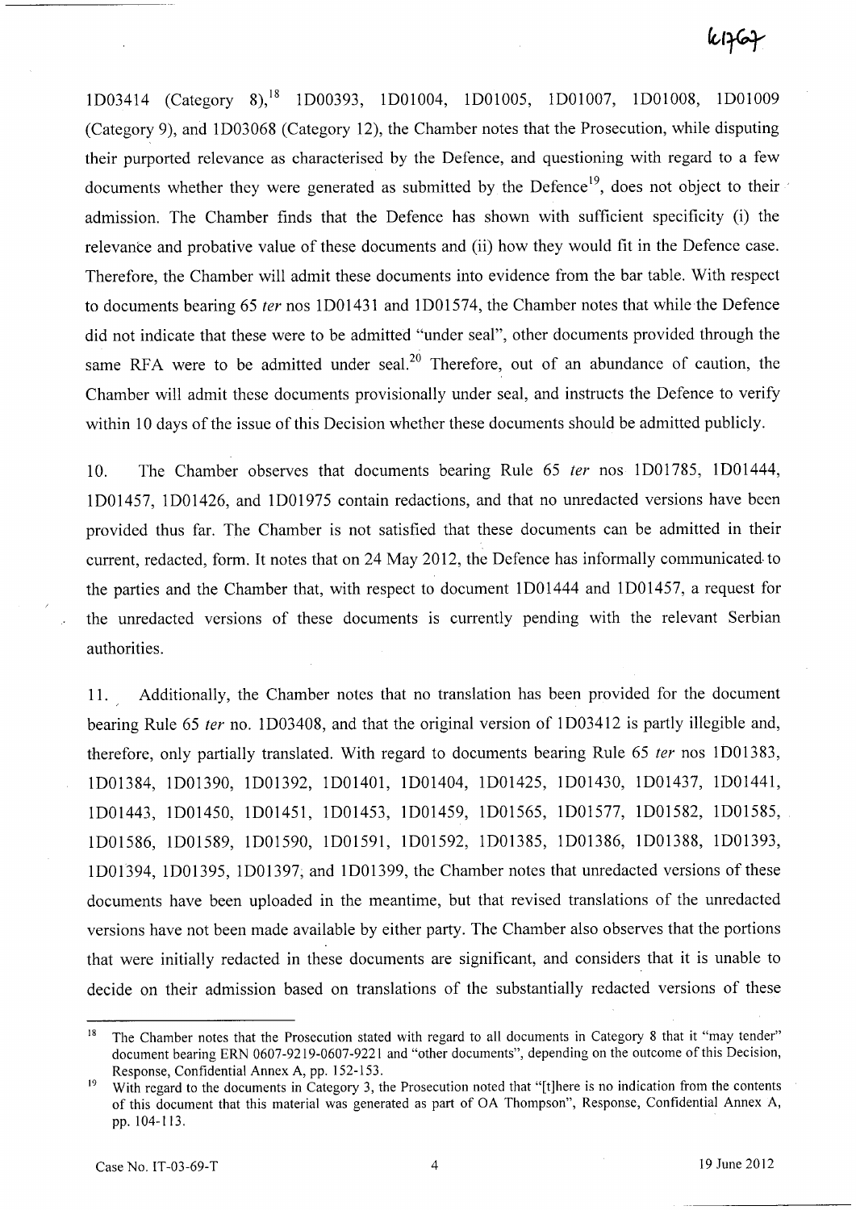1D03414 (Category 8),[18] 1D00393, 1D01004, 1D01005, 1D01007, 1D01008, 1D01009 (Category 9), and 1D03068 (Category 12), the Chamber notes that the Prosecution, while disputing their purported relevance as characterised by the Defence, and questioning with regard to a few documents whether they were generated as submitted by the Defence[19], does not object to their admission. The Chamber finds that the Defence has shown with sufficient specificity (i) the relevance and probative value of these documents and (ii) how they would fit in the Defence case. Therefore, the Chamber will admit these documents into evidence from the bar table. With respect to documents bearing 65 *ter* nos 1D01431 and 1D01574, the Chamber notes that while the Defence did not indicate that these were to be admitted "under seal", other documents provided through the same RFA were to be admitted under seal.[20] Therefore, out of an abundance of caution, the Chamber will admit these documents provisionally under seal, and instructs the Defence to verify within 10 days of the issue of this Decision whether these documents should be admitted publicly.

10. The Chamber observes that documents bearing Rule 65 *ter* nos 1D01785, 1D01444, 1D01457, 1D01426, and 1D01975 contain redactions, and that no unredacted versions have been provided thus far. The Chamber is not satisfied that these documents can be admitted in their current, redacted, form. It notes that on 24 May 2012, the Defence has informally communicated to the parties and the Chamber that, with respect to document 1D01444 and 1D01457, a request for the unredacted versions of these documents is currently pending with the relevant Serbian authorities.

11. Additionally, the Chamber notes that no translation has been provided for the document bearing Rule 65 *ter* no. 1D03408, and that the original version of 1D03412 is partly illegible and, therefore, only partially translated. With regard to documents bearing Rule 65 *ter* nos 1D01383, 1D01384, 1D01390, 1D01392, 1D01401, 1D01404, 1D01425, 1D01430, 1D01437, 1D01441, 1D01443, 1D01450, 1D01451, 1D01453, 1D01459, 1D01565, 1D01577, 1D01582, 1D01585, 1D01586, 1D01589, 1D01590, 1D01591, 1D01592, 1D01385, 1D01386, 1D01388, 1D01393, 1D01394, 1D01395, 1D01397, and 1D01399, the Chamber notes that unredacted versions of these documents have been uploaded in the meantime, but that revised translations of the unredacted versions have not been made available by either party. The Chamber also observes that the portions that were initially redacted in these documents are significant, and considers that it is unable to decide on their admission based on translations of the substantially redacted versions of these

---

[18] The Chamber notes that the Prosecution stated with regard to all documents in Category 8 that it "may tender" document bearing ERN 0607-9219-0607-9221 and "other documents", depending on the outcome of this Decision, Response, Confidential Annex A, pp. 152-153.

[19] With regard to the documents in Category 3, the Prosecution noted that "[t]here is no indication from the contents of this document that this material was generated as part of OA Thompson", Response, Confidential Annex A, pp. 104-113.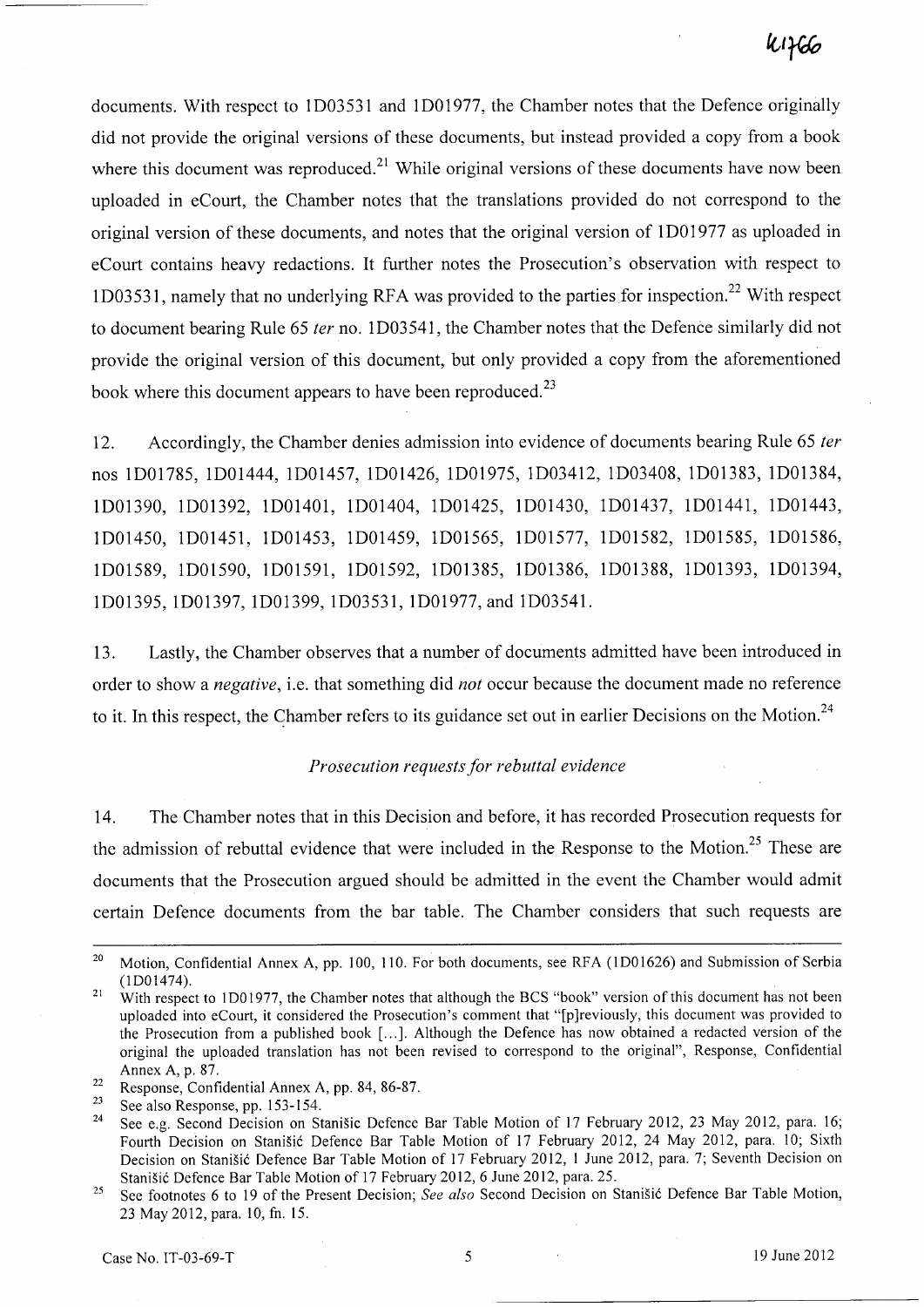documents. With respect to 1D03531 and 1D01977, the Chamber notes that the Defence originally did not provide the original versions of these documents, but instead provided a copy from a book where this document was reproduced.[21] While original versions of these documents have now been uploaded in eCourt, the Chamber notes that the translations provided do not correspond to the original version of these documents, and notes that the original version of 1D01977 as uploaded in eCourt contains heavy redactions. It further notes the Prosecution's observation with respect to 1D03531, namely that no underlying RFA was provided to the parties for inspection.[22] With respect to document bearing Rule 65 *ter* no. 1D03541, the Chamber notes that the Defence similarly did not provide the original version of this document, but only provided a copy from the aforementioned book where this document appears to have been reproduced.[23]

12. Accordingly, the Chamber denies admission into evidence of documents bearing Rule 65 *ter* nos 1D01785, 1D01444, 1D01457, 1D01426, 1D01975, 1D03412, 1D03408, 1D01383, 1D01384, 1D01390, 1D01392, 1D01401, 1D01404, 1D01425, 1D01430, 1D01437, 1D01441, 1D01443, 1D01450, 1D01451, 1D01453, 1D01459, 1D01565, 1D01577, 1D01582, 1D01585, 1D01586, 1D01589, 1D01590, 1D01591, 1D01592, 1D01385, 1D01386, 1D01388, 1D01393, 1D01394, 1D01395, 1D01397, 1D01399, 1D03531, 1D01977, and 1D03541.

13. Lastly, the Chamber observes that a number of documents admitted have been introduced in order to show a *negative*, i.e. that something did *not* occur because the document made no reference to it. In this respect, the Chamber refers to its guidance set out in earlier Decisions on the Motion.[24]

### *Prosecution requests for rebuttal evidence*

14. The Chamber notes that in this Decision and before, it has recorded Prosecution requests for the admission of rebuttal evidence that were included in the Response to the Motion.[25] These are documents that the Prosecution argued should be admitted in the event the Chamber would admit certain Defence documents from the bar table. The Chamber considers that such requests are

---

[20] Motion, Confidential Annex A, pp. 100, 110. For both documents, see RFA (1D01626) and Submission of Serbia (1D01474).

[21] With respect to 1D01977, the Chamber notes that although the BCS "book" version of this document has not been uploaded into eCourt, it considered the Prosecution's comment that "[p]reviously, this document was provided to the Prosecution from a published book [...]. Although the Defence has now obtained a redacted version of the original the uploaded translation has not been revised to correspond to the original", Response, Confidential Annex A, p. 87.

[22] Response, Confidential Annex A, pp. 84, 86-87.

[23] See also Response, pp. 153-154.

[24] See e.g. Second Decision on Stanišic Defence Bar Table Motion of 17 February 2012, 23 May 2012, para. 16; Fourth Decision on Stanišić Defence Bar Table Motion of 17 February 2012, 24 May 2012, para. 10; Sixth Decision on Stanišić Defence Bar Table Motion of 17 February 2012, 1 June 2012, para. 7; Seventh Decision on Stanišić Defence Bar Table Motion of 17 February 2012, 6 June 2012, para. 25.

[25] See footnotes 6 to 19 of the Present Decision; *See also* Second Decision on Stanišić Defence Bar Table Motion, 23 May 2012, para. 10, fn. 15.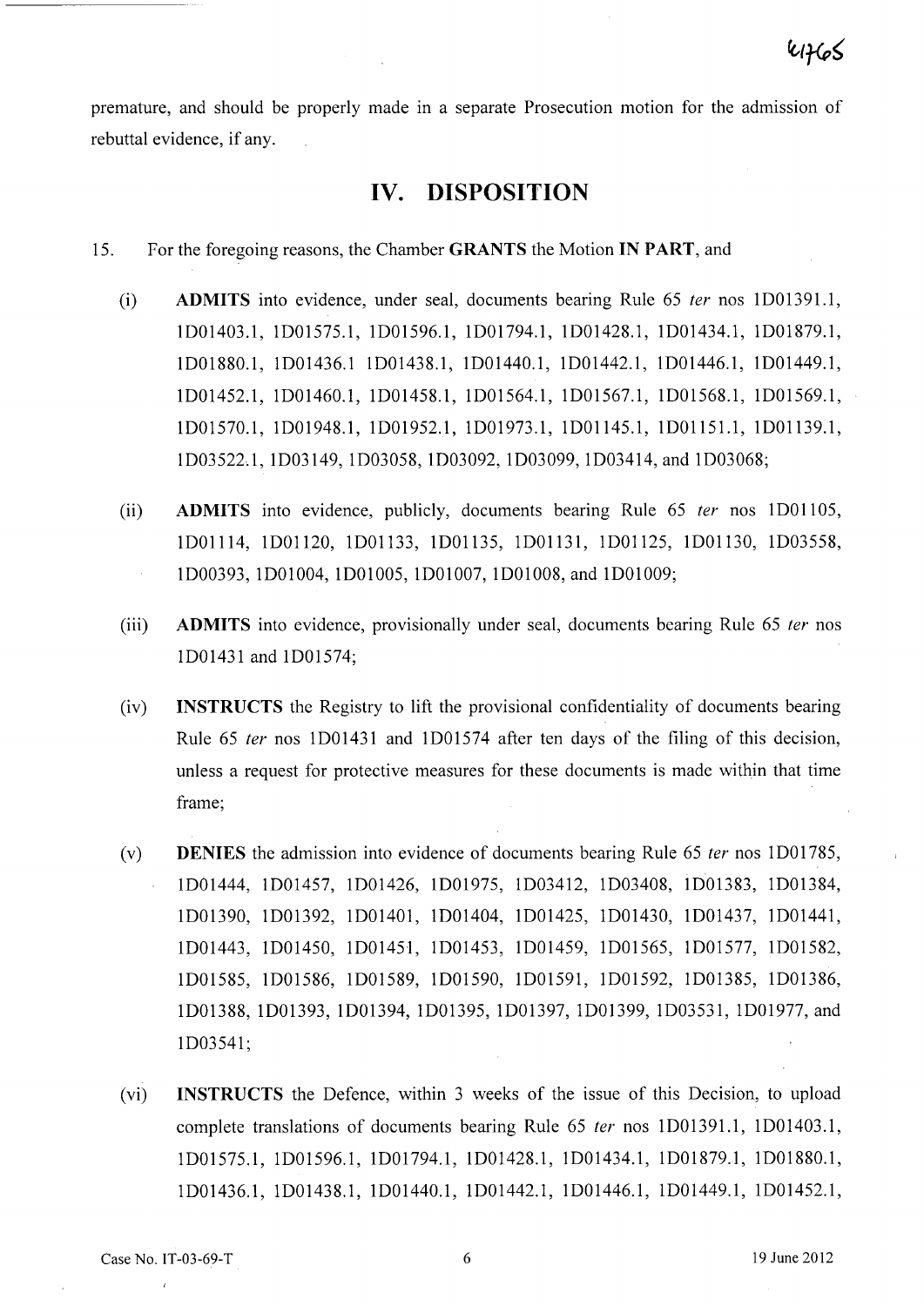premature, and should be properly made in a separate Prosecution motion for the admission of rebuttal evidence, if any.

# IV. DISPOSITION

15. For the foregoing reasons, the Chamber **GRANTS** the Motion **IN PART**, and

(i) **ADMITS** into evidence, under seal, documents bearing Rule 65 *ter* nos 1D01391.1, 1D01403.1, 1D01575.1, 1D01596.1, 1D01794.1, 1D01428.1, 1D01434.1, 1D01879.1, 1D01880.1, 1D01436.1 1D01438.1, 1D01440.1, 1D01442.1, 1D01446.1, 1D01449.1, 1D01452.1, 1D01460.1, 1D01458.1, 1D01564.1, 1D01567.1, 1D01568.1, 1D01569.1, 1D01570.1, 1D01948.1, 1D01952.1, 1D01973.1, 1D01145.1, 1D01151.1, 1D01139.1, 1D03522.1, 1D03149, 1D03058, 1D03092, 1D03099, 1D03414, and 1D03068;

(ii) **ADMITS** into evidence, publicly, documents bearing Rule 65 *ter* nos 1D01105, 1D01114, 1D01120, 1D01133, 1D01135, 1D01131, 1D01125, 1D01130, 1D03558, 1D00393, 1D01004, 1D01005, 1D01007, 1D01008, and 1D01009;

(iii) **ADMITS** into evidence, provisionally under seal, documents bearing Rule 65 *ter* nos 1D01431 and 1D01574;

(iv) **INSTRUCTS** the Registry to lift the provisional confidentiality of documents bearing Rule 65 *ter* nos 1D01431 and 1D01574 after ten days of the filing of this decision, unless a request for protective measures for these documents is made within that time frame;

(v) **DENIES** the admission into evidence of documents bearing Rule 65 *ter* nos 1D01785, 1D01444, 1D01457, 1D01426, 1D01975, 1D03412, 1D03408, 1D01383, 1D01384, 1D01390, 1D01392, 1D01401, 1D01404, 1D01425, 1D01430, 1D01437, 1D01441, 1D01443, 1D01450, 1D01451, 1D01453, 1D01459, 1D01565, 1D01577, 1D01582, 1D01585, 1D01586, 1D01589, 1D01590, 1D01591, 1D01592, 1D01385, 1D01386, 1D01388, 1D01393, 1D01394, 1D01395, 1D01397, 1D01399, 1D03531, 1D01977, and 1D03541;

(vi) **INSTRUCTS** the Defence, within 3 weeks of the issue of this Decision, to upload complete translations of documents bearing Rule 65 *ter* nos 1D01391.1, 1D01403.1, 1D01575.1, 1D01596.1, 1D01794.1, 1D01428.1, 1D01434.1, 1D01879.1, 1D01880.1, 1D01436.1, 1D01438.1, 1D01440.1, 1D01442.1, 1D01446.1, 1D01449.1, 1D01452.1,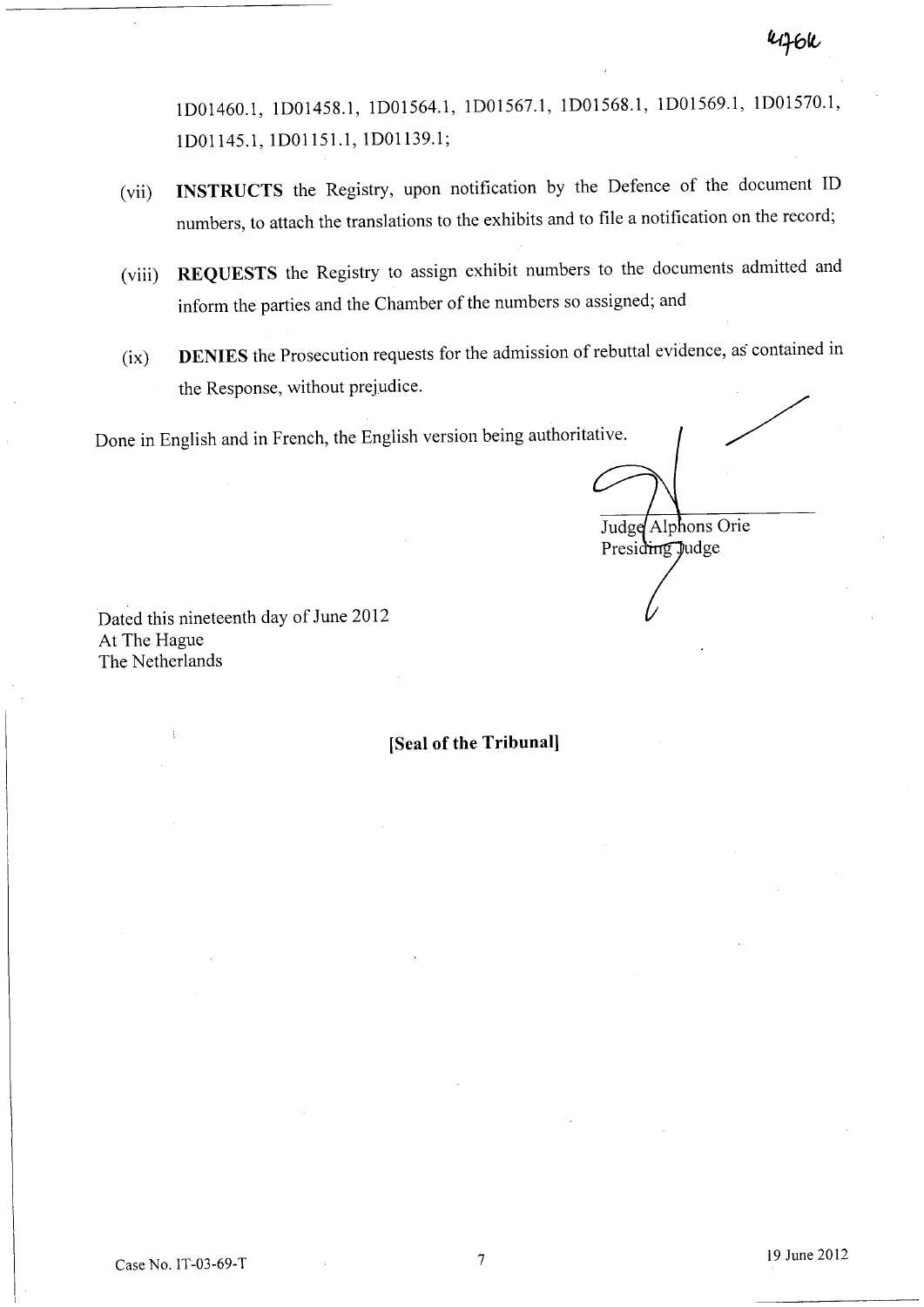1D01460.1, 1D01458.1, 1D01564.1, 1D01567.1, 1D01568.1, 1D01569.1, 1D01570.1, 1D01145.1, 1D01151.1, 1D01139.1;

(vii) **INSTRUCTS** the Registry, upon notification by the Defence of the document ID numbers, to attach the translations to the exhibits and to file a notification on the record;

(viii) **REQUESTS** the Registry to assign exhibit numbers to the documents admitted and inform the parties and the Chamber of the numbers so assigned; and

(ix) **DENIES** the Prosecution requests for the admission of rebuttal evidence, as contained in the Response, without prejudice.

Done in English and in French, the English version being authoritative.

Judge Alphons Orie
Presiding Judge

Dated this nineteenth day of June 2012
At The Hague
The Netherlands

**[Seal of the Tribunal]**